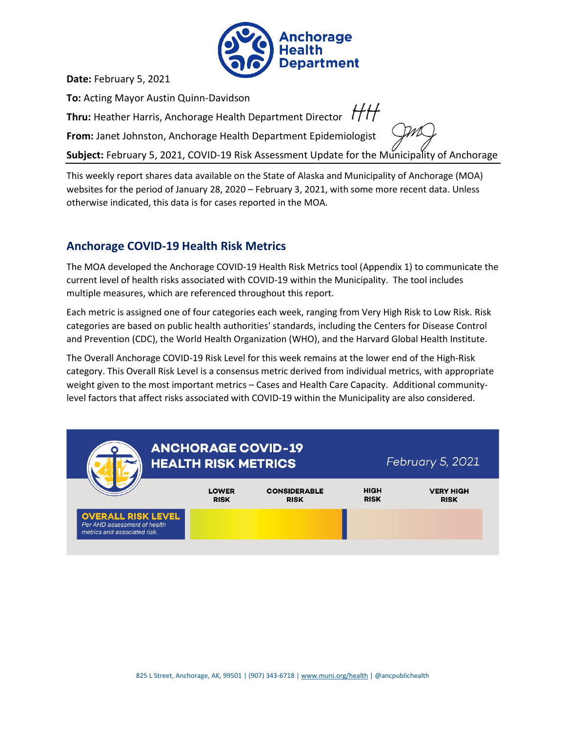**Date:** February 5, 2021

**To:** Acting Mayor Austin Quinn-Davidson

**Thru:** Heather Harris, Anchorage Health Department Director

**From:** Janet Johnston, Anchorage Health Department Epidemiologist

**Subject:** February 5, 2021, COVID-19 Risk Assessment Update for the Municipality of Anchorage

This weekly report shares data available on the State of Alaska and Municipality of Anchorage (MOA) websites for the period of January 28, 2020 – February 3, 2021, with some more recent data. Unless otherwise indicated, this data is for cases reported in the MOA.

## Anchorage COVID-19 Health Risk Metrics

The MOA developed the Anchorage COVID-19 Health Risk Metrics tool (Appendix 1) to communicate the current level of health risks associated with COVID-19 within the Municipality. The tool includes multiple measures, which are referenced throughout this report.

Each metric is assigned one of four categories each week, ranging from Very High Risk to Low Risk. Risk categories are based on public health authorities' standards, including the Centers for Disease Control and Prevention (CDC), the World Health Organization (WHO), and the Harvard Global Health Institute.

The Overall Anchorage COVID-19 Risk Level for this week remains at the lower end of the High-Risk category. This Overall Risk Level is a consensus metric derived from individual metrics, with appropriate weight given to the most important metrics – Cases and Health Care Capacity. Additional community-level factors that affect risks associated with COVID-19 within the Municipality are also considered.

**ANCHORAGE COVID-19 HEALTH RISK METRICS** — *February 5, 2021*

| | LOWER RISK | CONSIDERABLE RISK | HIGH RISK | VERY HIGH RISK |
|---|---|---|---|---|
| **OVERALL RISK LEVEL** *Per AHD assessment of health metrics and associated risk.* | | | ▌ | |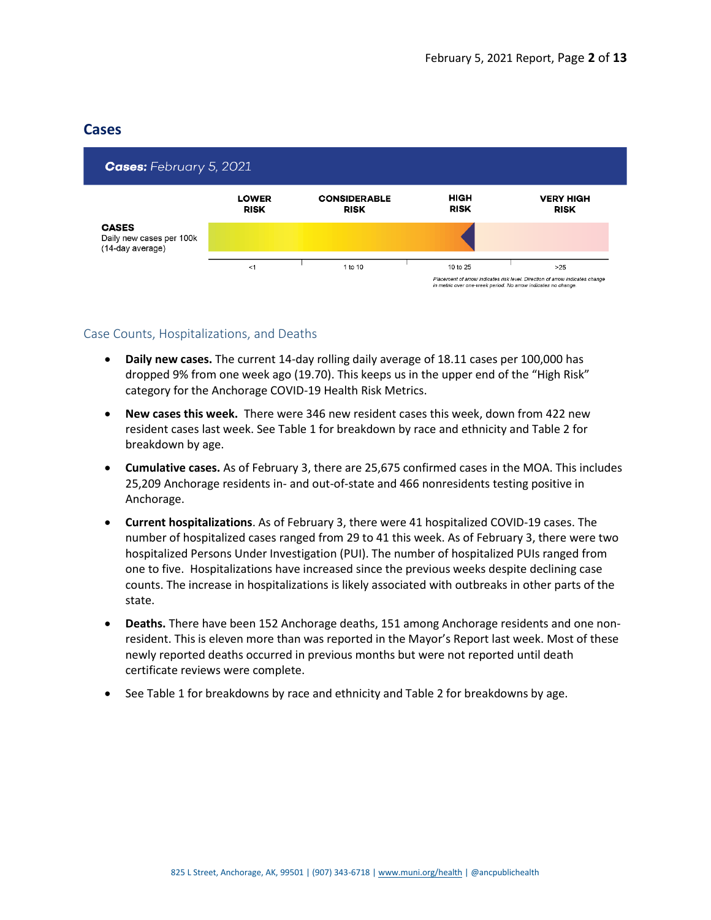## Cases

**Cases:** *February 5, 2021*

| | LOWER RISK | CONSIDERABLE RISK | HIGH RISK | VERY HIGH RISK |
|---|---|---|---|---|
| **CASES** Daily new cases per 100k (14-day average) | <1 | 1 to 10 | 10 to 25 | >25 |

*Placement of arrow indicates risk level. Direction of arrow indicates change in metric over one-week period. No arrow indicates no change.*

### Case Counts, Hospitalizations, and Deaths

- **Daily new cases.** The current 14-day rolling daily average of 18.11 cases per 100,000 has dropped 9% from one week ago (19.70). This keeps us in the upper end of the "High Risk" category for the Anchorage COVID-19 Health Risk Metrics.
- **New cases this week.** There were 346 new resident cases this week, down from 422 new resident cases last week. See Table 1 for breakdown by race and ethnicity and Table 2 for breakdown by age.
- **Cumulative cases.** As of February 3, there are 25,675 confirmed cases in the MOA. This includes 25,209 Anchorage residents in- and out-of-state and 466 nonresidents testing positive in Anchorage.
- **Current hospitalizations**. As of February 3, there were 41 hospitalized COVID-19 cases. The number of hospitalized cases ranged from 29 to 41 this week. As of February 3, there were two hospitalized Persons Under Investigation (PUI). The number of hospitalized PUIs ranged from one to five. Hospitalizations have increased since the previous weeks despite declining case counts. The increase in hospitalizations is likely associated with outbreaks in other parts of the state.
- **Deaths.** There have been 152 Anchorage deaths, 151 among Anchorage residents and one non-resident. This is eleven more than was reported in the Mayor's Report last week. Most of these newly reported deaths occurred in previous months but were not reported until death certificate reviews were complete.
- See Table 1 for breakdowns by race and ethnicity and Table 2 for breakdowns by age.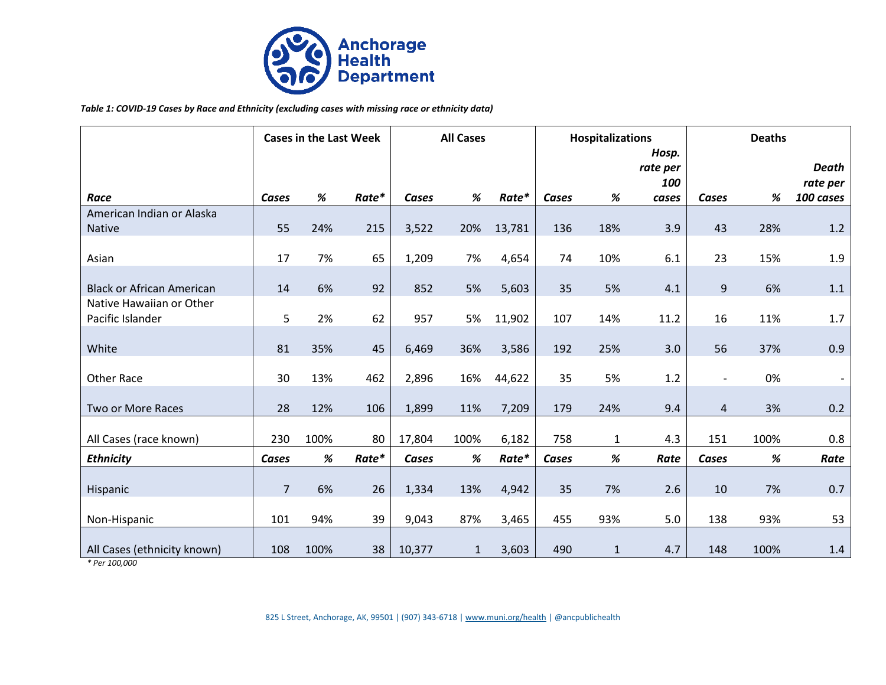# Anchorage Health Department

*Table 1: COVID-19 Cases by Race and Ethnicity (excluding cases with missing race or ethnicity data)*

| | Cases in the Last Week | | | All Cases | | | Hospitalizations | | | Deaths | | |
|---|---|---|---|---|---|---|---|---|---|---|---|---|
| ***Race*** | ***Cases*** | ***%*** | ***Rate**** | ***Cases*** | ***%*** | ***Rate**** | ***Cases*** | ***%*** | ***Hosp. rate per 100 cases*** | ***Cases*** | ***%*** | ***Death rate per 100 cases*** |
| American Indian or Alaska Native | 55 | 24% | 215 | 3,522 | 20% | 13,781 | 136 | 18% | 3.9 | 43 | 28% | 1.2 |
| Asian | 17 | 7% | 65 | 1,209 | 7% | 4,654 | 74 | 10% | 6.1 | 23 | 15% | 1.9 |
| Black or African American | 14 | 6% | 92 | 852 | 5% | 5,603 | 35 | 5% | 4.1 | 9 | 6% | 1.1 |
| Native Hawaiian or Other Pacific Islander | 5 | 2% | 62 | 957 | 5% | 11,902 | 107 | 14% | 11.2 | 16 | 11% | 1.7 |
| White | 81 | 35% | 45 | 6,469 | 36% | 3,586 | 192 | 25% | 3.0 | 56 | 37% | 0.9 |
| Other Race | 30 | 13% | 462 | 2,896 | 16% | 44,622 | 35 | 5% | 1.2 | - | 0% | - |
| Two or More Races | 28 | 12% | 106 | 1,899 | 11% | 7,209 | 179 | 24% | 9.4 | 4 | 3% | 0.2 |
| All Cases (race known) | 230 | 100% | 80 | 17,804 | 100% | 6,182 | 758 | 1 | 4.3 | 151 | 100% | 0.8 |
| ***Ethnicity*** | ***Cases*** | ***%*** | ***Rate**** | ***Cases*** | ***%*** | ***Rate**** | ***Cases*** | ***%*** | ***Rate*** | ***Cases*** | ***%*** | ***Rate*** |
| Hispanic | 7 | 6% | 26 | 1,334 | 13% | 4,942 | 35 | 7% | 2.6 | 10 | 7% | 0.7 |
| Non-Hispanic | 101 | 94% | 39 | 9,043 | 87% | 3,465 | 455 | 93% | 5.0 | 138 | 93% | 53 |
| All Cases (ethnicity known) | 108 | 100% | 38 | 10,377 | 1 | 3,603 | 490 | 1 | 4.7 | 148 | 100% | 1.4 |

*\* Per 100,000*

825 L Street, Anchorage, AK, 99501 | (907) 343-6718 | www.muni.org/health | @ancpublichealth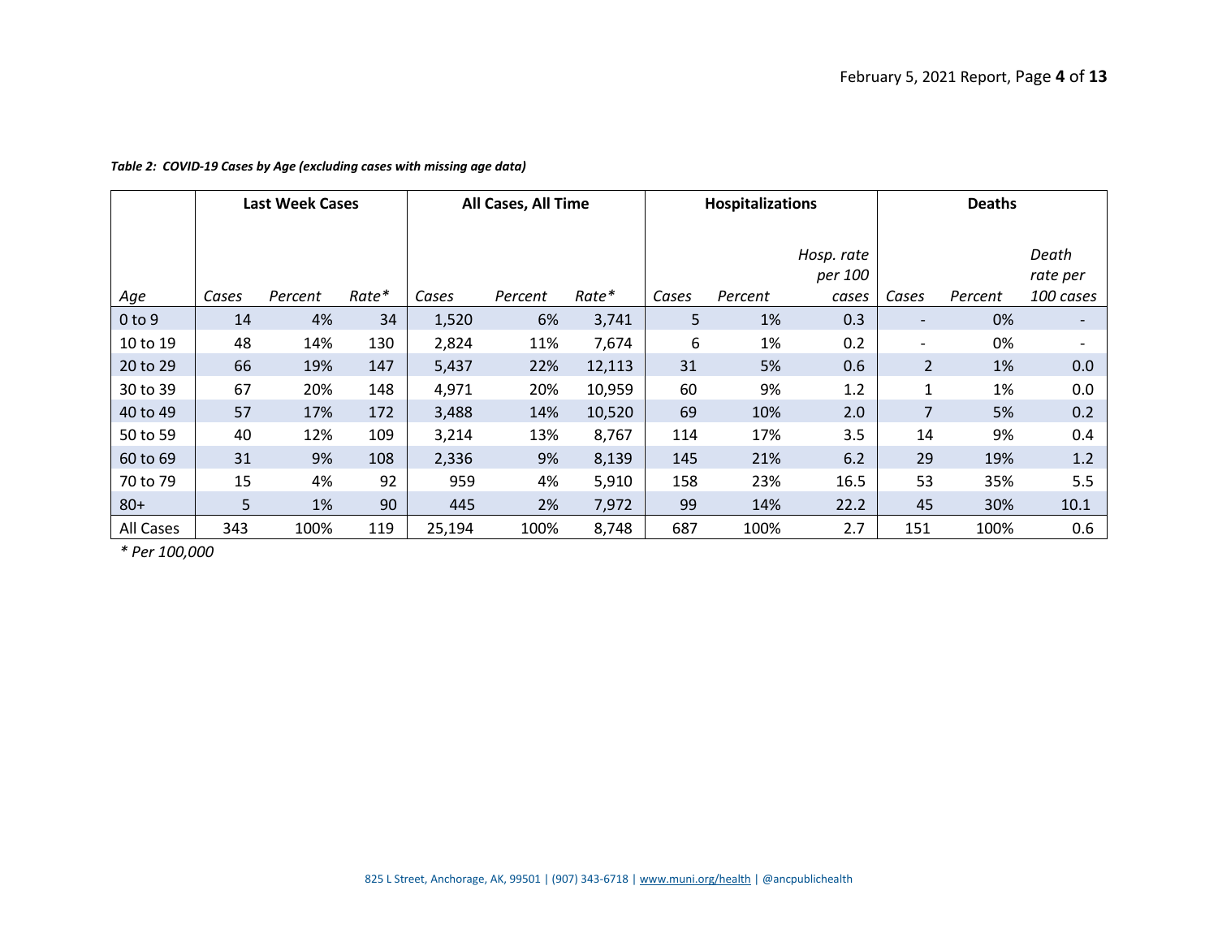*Table 2: COVID-19 Cases by Age (excluding cases with missing age data)*

| | Last Week Cases | | | All Cases, All Time | | | Hospitalizations | | | Deaths | | |
|---|---|---|---|---|---|---|---|---|---|---|---|---|
| *Age* | *Cases* | *Percent* | *Rate** | *Cases* | *Percent* | *Rate** | *Cases* | *Percent* | *Hosp. rate per 100 cases* | *Cases* | *Percent* | *Death rate per 100 cases* |
| 0 to 9 | 14 | 4% | 34 | 1,520 | 6% | 3,741 | 5 | 1% | 0.3 | - | 0% | - |
| 10 to 19 | 48 | 14% | 130 | 2,824 | 11% | 7,674 | 6 | 1% | 0.2 | - | 0% | - |
| 20 to 29 | 66 | 19% | 147 | 5,437 | 22% | 12,113 | 31 | 5% | 0.6 | 2 | 1% | 0.0 |
| 30 to 39 | 67 | 20% | 148 | 4,971 | 20% | 10,959 | 60 | 9% | 1.2 | 1 | 1% | 0.0 |
| 40 to 49 | 57 | 17% | 172 | 3,488 | 14% | 10,520 | 69 | 10% | 2.0 | 7 | 5% | 0.2 |
| 50 to 59 | 40 | 12% | 109 | 3,214 | 13% | 8,767 | 114 | 17% | 3.5 | 14 | 9% | 0.4 |
| 60 to 69 | 31 | 9% | 108 | 2,336 | 9% | 8,139 | 145 | 21% | 6.2 | 29 | 19% | 1.2 |
| 70 to 79 | 15 | 4% | 92 | 959 | 4% | 5,910 | 158 | 23% | 16.5 | 53 | 35% | 5.5 |
| 80+ | 5 | 1% | 90 | 445 | 2% | 7,972 | 99 | 14% | 22.2 | 45 | 30% | 10.1 |
| All Cases | 343 | 100% | 119 | 25,194 | 100% | 8,748 | 687 | 100% | 2.7 | 151 | 100% | 0.6 |

*\* Per 100,000*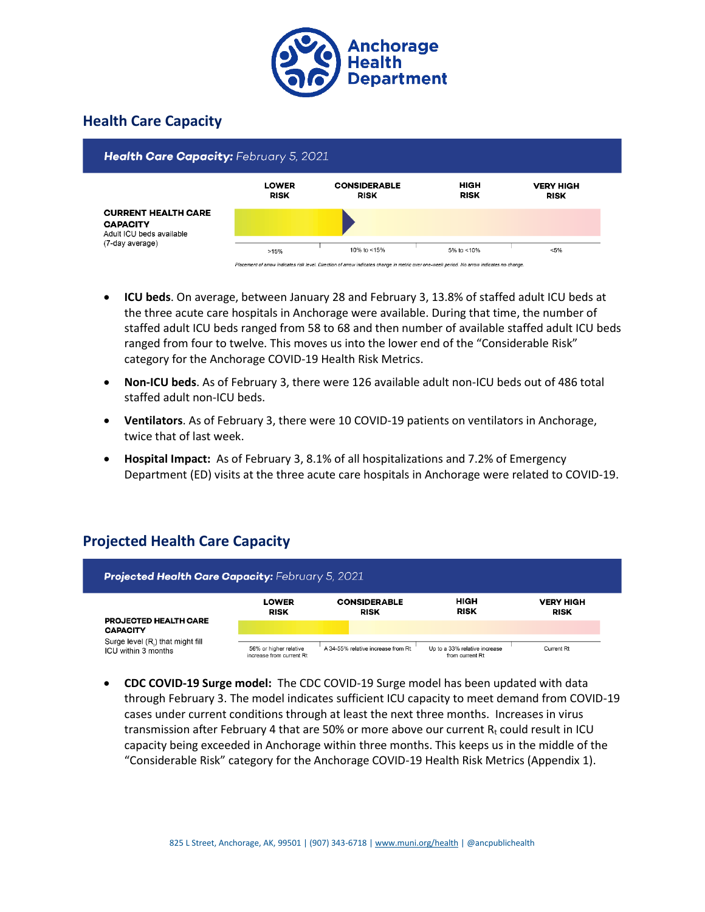## Health Care Capacity

**Health Care Capacity:** *February 5, 2021*

| | LOWER RISK | CONSIDERABLE RISK | HIGH RISK | VERY HIGH RISK |
|---|---|---|---|---|
| **CURRENT HEALTH CARE CAPACITY** Adult ICU beds available (7-day average) | >15% | 10% to <15% | 5% to <10% | <5% |

*Placement of arrow indicates risk level. Direction of arrow indicates change in metric over one-week period. No arrow indicates no change.*

- **ICU beds**. On average, between January 28 and February 3, 13.8% of staffed adult ICU beds at the three acute care hospitals in Anchorage were available. During that time, the number of staffed adult ICU beds ranged from 58 to 68 and then number of available staffed adult ICU beds ranged from four to twelve. This moves us into the lower end of the "Considerable Risk" category for the Anchorage COVID-19 Health Risk Metrics.
- **Non-ICU beds**. As of February 3, there were 126 available adult non-ICU beds out of 486 total staffed adult non-ICU beds.
- **Ventilators**. As of February 3, there were 10 COVID-19 patients on ventilators in Anchorage, twice that of last week.
- **Hospital Impact:** As of February 3, 8.1% of all hospitalizations and 7.2% of Emergency Department (ED) visits at the three acute care hospitals in Anchorage were related to COVID-19.

## Projected Health Care Capacity

**Projected Health Care Capacity:** *February 5, 2021*

| | LOWER RISK | CONSIDERABLE RISK | HIGH RISK | VERY HIGH RISK |
|---|---|---|---|---|
| **PROJECTED HEALTH CARE CAPACITY** Surge level ($R_t$) that might fill ICU within 3 months | 56% or higher relative increase from current Rt | A 34-55% relative increase from Rt | Up to a 33% relative increase from current Rt | Current Rt |

- **CDC COVID-19 Surge model:** The CDC COVID-19 Surge model has been updated with data through February 3. The model indicates sufficient ICU capacity to meet demand from COVID-19 cases under current conditions through at least the next three months. Increases in virus transmission after February 4 that are 50% or more above our current $R_t$ could result in ICU capacity being exceeded in Anchorage within three months. This keeps us in the middle of the "Considerable Risk" category for the Anchorage COVID-19 Health Risk Metrics (Appendix 1).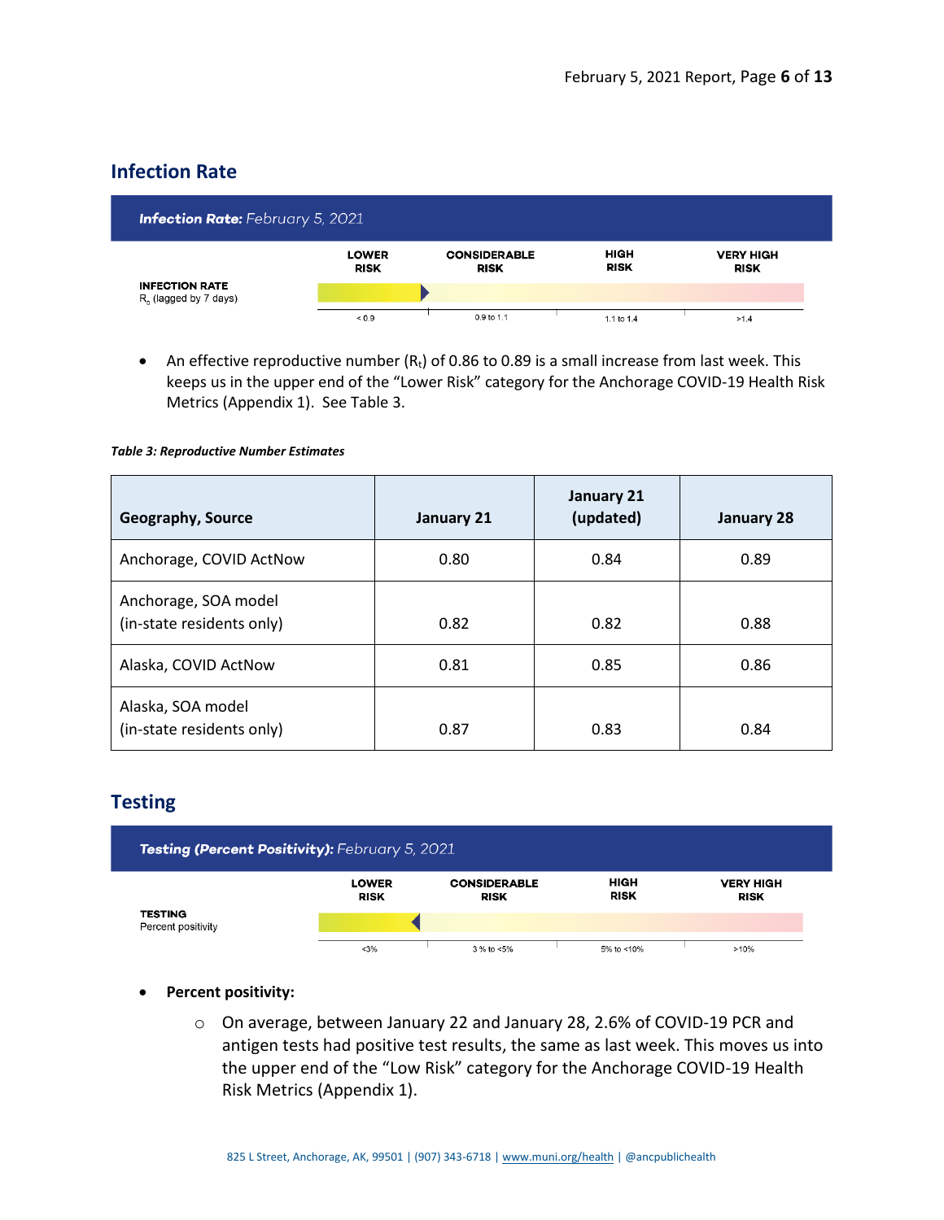## Infection Rate

**Infection Rate:** *February 5, 2021*

| | LOWER RISK | CONSIDERABLE RISK | HIGH RISK | VERY HIGH RISK |
|---|---|---|---|---|
| **INFECTION RATE** $R_0$ (lagged by 7 days) | < 0.9 | 0.9 to 1.1 | 1.1 to 1.4 | >1.4 |

- An effective reproductive number ($R_t$) of 0.86 to 0.89 is a small increase from last week. This keeps us in the upper end of the "Lower Risk" category for the Anchorage COVID-19 Health Risk Metrics (Appendix 1). See Table 3.

***Table 3: Reproductive Number Estimates***

| Geography, Source | January 21 | January 21 (updated) | January 28 |
|---|---|---|---|
| Anchorage, COVID ActNow | 0.80 | 0.84 | 0.89 |
| Anchorage, SOA model (in-state residents only) | 0.82 | 0.82 | 0.88 |
| Alaska, COVID ActNow | 0.81 | 0.85 | 0.86 |
| Alaska, SOA model (in-state residents only) | 0.87 | 0.83 | 0.84 |

## Testing

**Testing (Percent Positivity):** *February 5, 2021*

| | LOWER RISK | CONSIDERABLE RISK | HIGH RISK | VERY HIGH RISK |
|---|---|---|---|---|
| **TESTING** Percent positivity | <3% | 3 % to <5% | 5% to <10% | >10% |

- **Percent positivity:**
  - On average, between January 22 and January 28, 2.6% of COVID-19 PCR and antigen tests had positive test results, the same as last week. This moves us into the upper end of the "Low Risk" category for the Anchorage COVID-19 Health Risk Metrics (Appendix 1).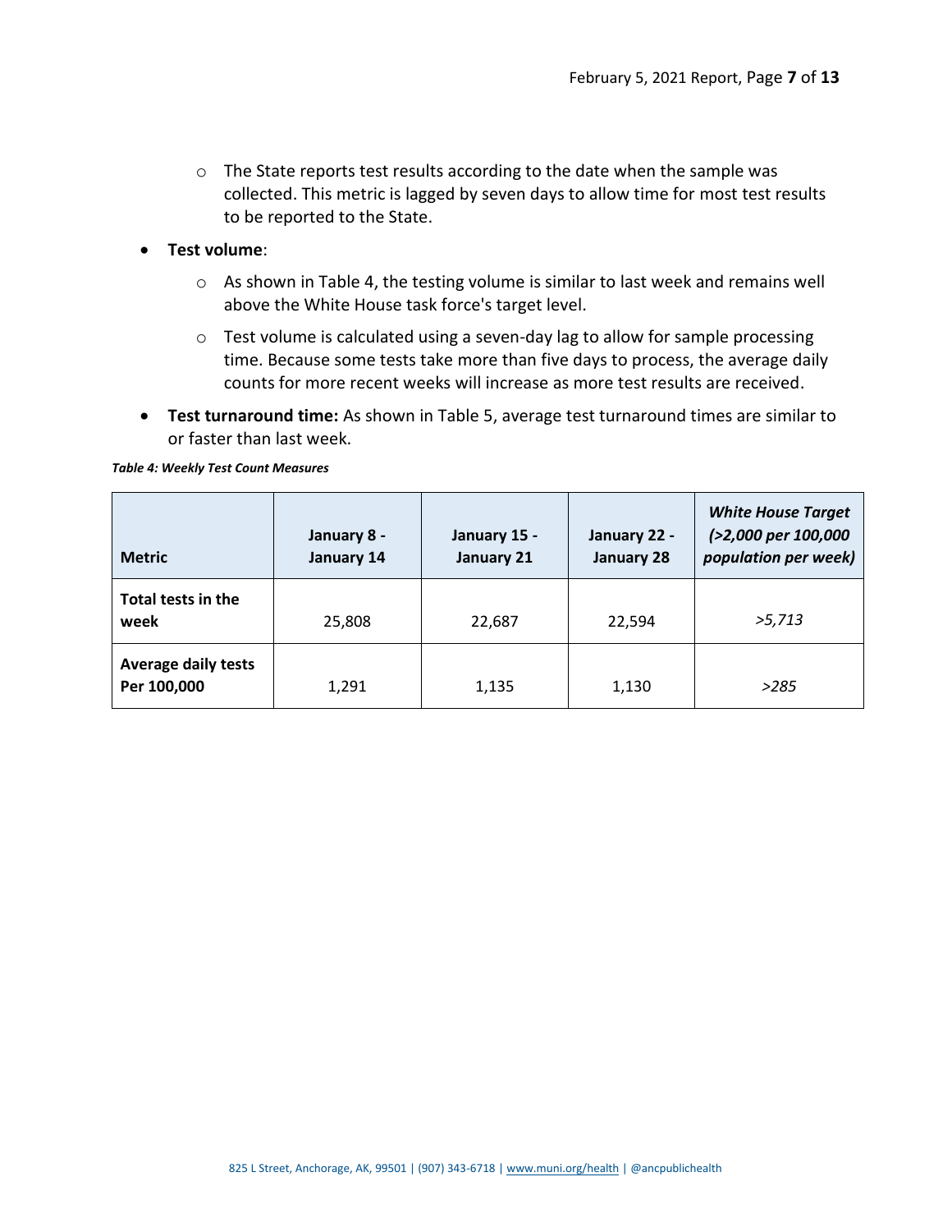- The State reports test results according to the date when the sample was collected. This metric is lagged by seven days to allow time for most test results to be reported to the State.

- **Test volume**:
   - As shown in Table 4, the testing volume is similar to last week and remains well above the White House task force's target level.
   - Test volume is calculated using a seven-day lag to allow for sample processing time. Because some tests take more than five days to process, the average daily counts for more recent weeks will increase as more test results are received.
- **Test turnaround time:** As shown in Table 5, average test turnaround times are similar to or faster than last week.

***Table 4: Weekly Test Count Measures***

| **Metric** | **January 8 - January 14** | **January 15 - January 21** | **January 22 - January 28** | ***White House Target (>2,000 per 100,000 population per week)*** |
|---|---|---|---|---|
| **Total tests in the week** | 25,808 | 22,687 | 22,594 | *>5,713* |
| **Average daily tests Per 100,000** | 1,291 | 1,135 | 1,130 | *>285* |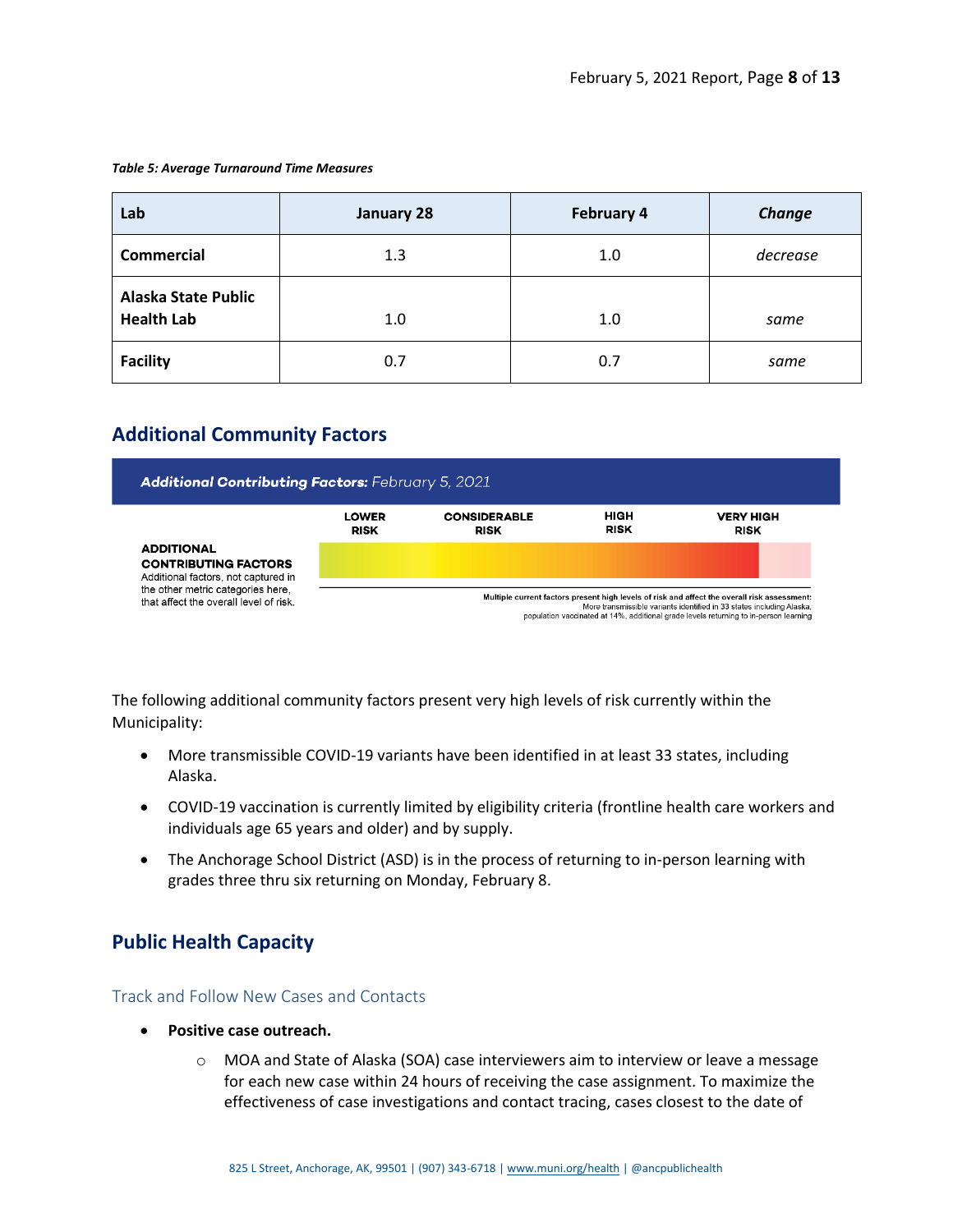*Table 5: Average Turnaround Time Measures*

| Lab | January 28 | February 4 | *Change* |
|---|---|---|---|
| **Commercial** | 1.3 | 1.0 | *decrease* |
| **Alaska State Public Health Lab** | 1.0 | 1.0 | *same* |
| **Facility** | 0.7 | 0.7 | *same* |

## Additional Community Factors

***Additional Contributing Factors:*** *February 5, 2021*

| | LOWER RISK | CONSIDERABLE RISK | HIGH RISK | VERY HIGH RISK |
|---|---|---|---|---|

**ADDITIONAL CONTRIBUTING FACTORS**
Additional factors, not captured in the other metric categories here, that affect the overall level of risk.

**Multiple current factors present high levels of risk and affect the overall risk assessment:**
More transmissible variants identified in 33 states including Alaska, population vaccinated at 14%, additional grade levels returning to in-person learning

The following additional community factors present very high levels of risk currently within the Municipality:

- More transmissible COVID-19 variants have been identified in at least 33 states, including Alaska.
- COVID-19 vaccination is currently limited by eligibility criteria (frontline health care workers and individuals age 65 years and older) and by supply.
- The Anchorage School District (ASD) is in the process of returning to in-person learning with grades three thru six returning on Monday, February 8.

## Public Health Capacity

### Track and Follow New Cases and Contacts

- **Positive case outreach.**
  - MOA and State of Alaska (SOA) case interviewers aim to interview or leave a message for each new case within 24 hours of receiving the case assignment. To maximize the effectiveness of case investigations and contact tracing, cases closest to the date of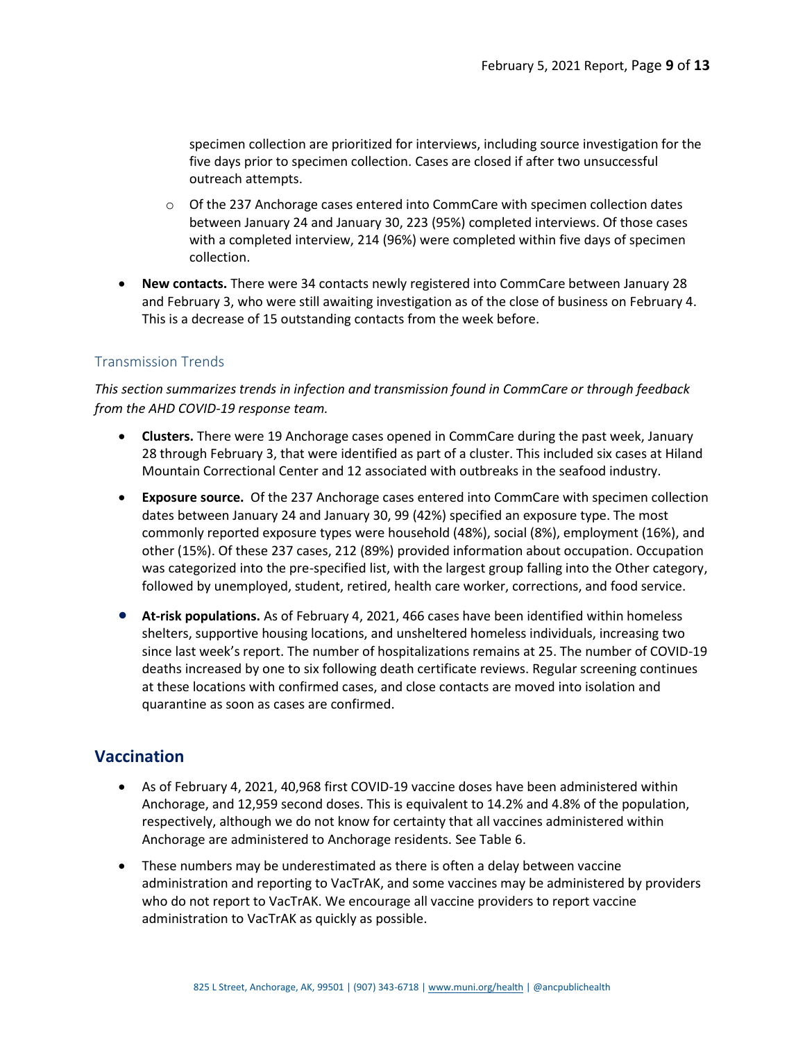specimen collection are prioritized for interviews, including source investigation for the five days prior to specimen collection. Cases are closed if after two unsuccessful outreach attempts.

    - Of the 237 Anchorage cases entered into CommCare with specimen collection dates between January 24 and January 30, 223 (95%) completed interviews. Of those cases with a completed interview, 214 (96%) were completed within five days of specimen collection.

- **New contacts.** There were 34 contacts newly registered into CommCare between January 28 and February 3, who were still awaiting investigation as of the close of business on February 4. This is a decrease of 15 outstanding contacts from the week before.

### Transmission Trends

*This section summarizes trends in infection and transmission found in CommCare or through feedback from the AHD COVID-19 response team.*

- **Clusters.** There were 19 Anchorage cases opened in CommCare during the past week, January 28 through February 3, that were identified as part of a cluster. This included six cases at Hiland Mountain Correctional Center and 12 associated with outbreaks in the seafood industry.
- **Exposure source.** Of the 237 Anchorage cases entered into CommCare with specimen collection dates between January 24 and January 30, 99 (42%) specified an exposure type. The most commonly reported exposure types were household (48%), social (8%), employment (16%), and other (15%). Of these 237 cases, 212 (89%) provided information about occupation. Occupation was categorized into the pre-specified list, with the largest group falling into the Other category, followed by unemployed, student, retired, health care worker, corrections, and food service.
- **At-risk populations.** As of February 4, 2021, 466 cases have been identified within homeless shelters, supportive housing locations, and unsheltered homeless individuals, increasing two since last week's report. The number of hospitalizations remains at 25. The number of COVID-19 deaths increased by one to six following death certificate reviews. Regular screening continues at these locations with confirmed cases, and close contacts are moved into isolation and quarantine as soon as cases are confirmed.

## Vaccination

- As of February 4, 2021, 40,968 first COVID-19 vaccine doses have been administered within Anchorage, and 12,959 second doses. This is equivalent to 14.2% and 4.8% of the population, respectively, although we do not know for certainty that all vaccines administered within Anchorage are administered to Anchorage residents. See Table 6.
- These numbers may be underestimated as there is often a delay between vaccine administration and reporting to VacTrAK, and some vaccines may be administered by providers who do not report to VacTrAK. We encourage all vaccine providers to report vaccine administration to VacTrAK as quickly as possible.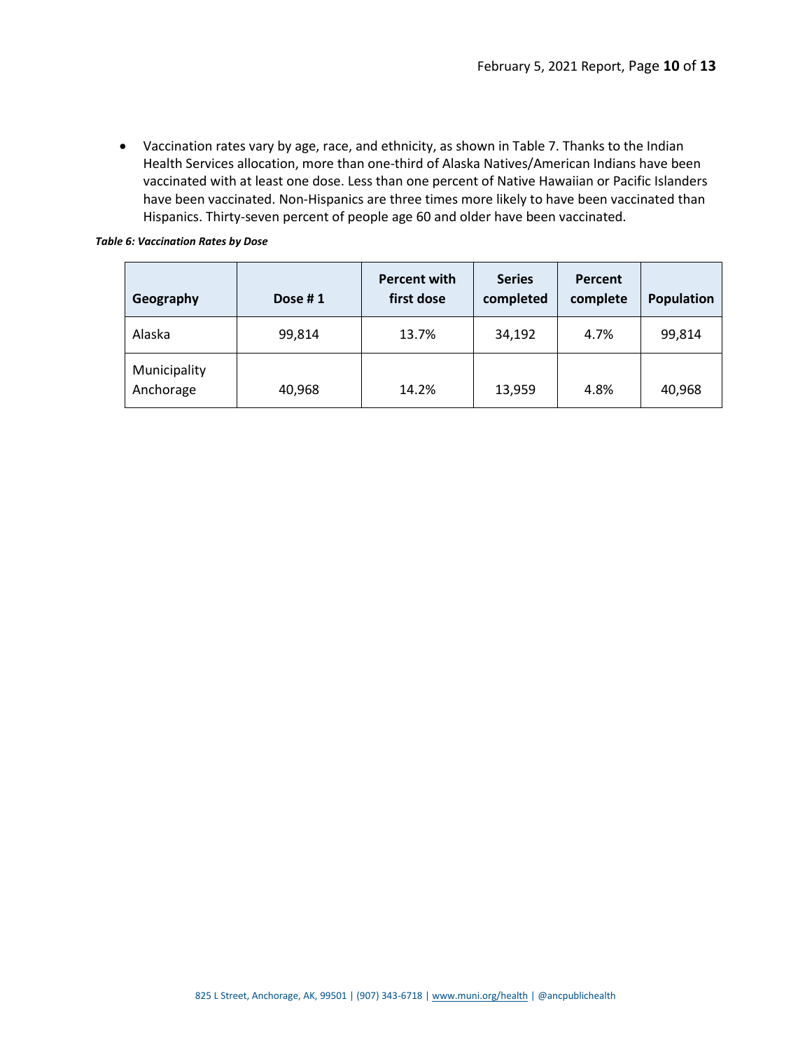- Vaccination rates vary by age, race, and ethnicity, as shown in Table 7. Thanks to the Indian Health Services allocation, more than one-third of Alaska Natives/American Indians have been vaccinated with at least one dose. Less than one percent of Native Hawaiian or Pacific Islanders have been vaccinated. Non-Hispanics are three times more likely to have been vaccinated than Hispanics. Thirty-seven percent of people age 60 and older have been vaccinated.

***Table 6: Vaccination Rates by Dose***

| Geography | Dose # 1 | Percent with first dose | Series completed | Percent complete | Population |
|---|---|---|---|---|---|
| Alaska | 99,814 | 13.7% | 34,192 | 4.7% | 99,814 |
| Municipality Anchorage | 40,968 | 14.2% | 13,959 | 4.8% | 40,968 |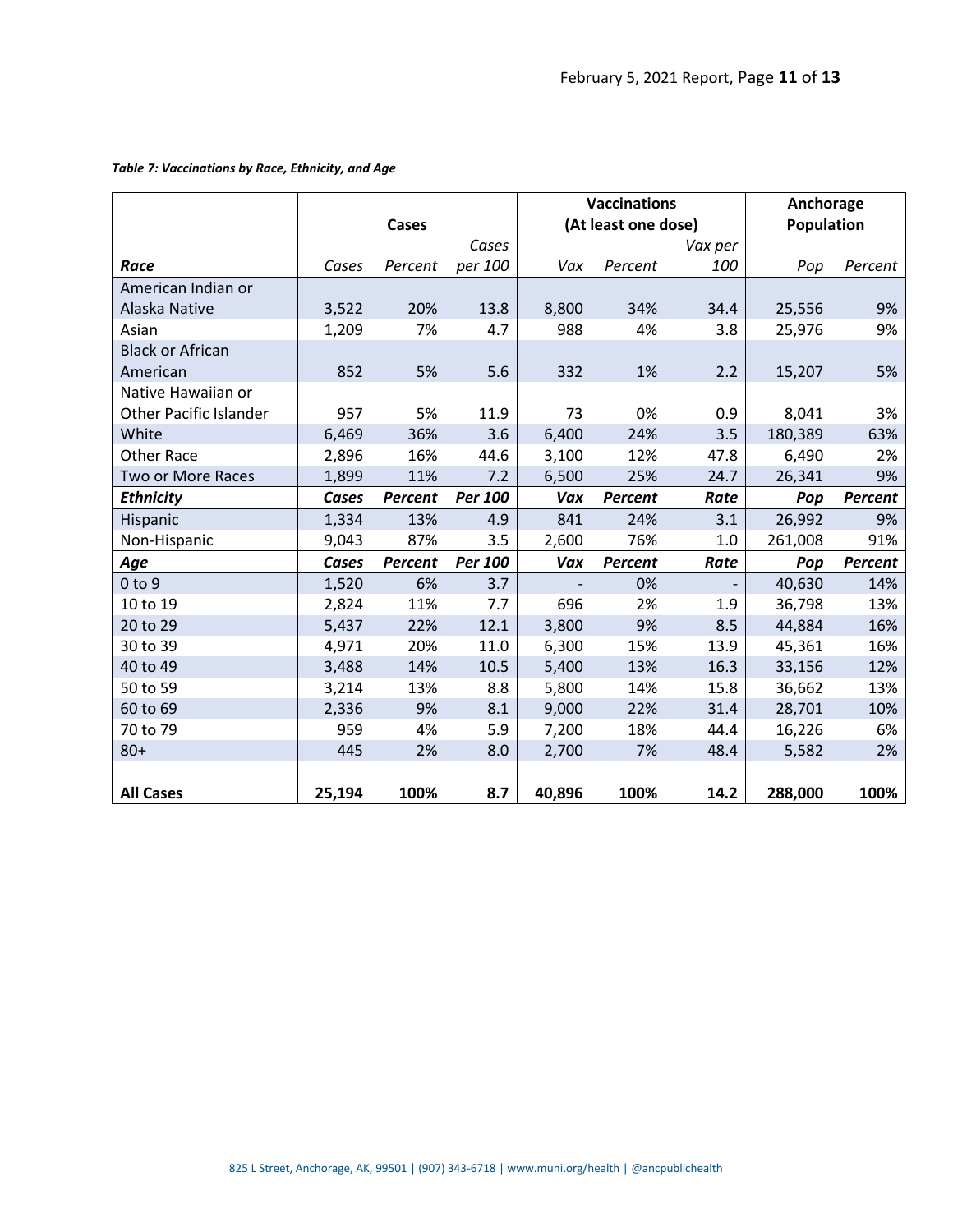*Table 7: Vaccinations by Race, Ethnicity, and Age*

| | Cases | | | Vaccinations (At least one dose) | | | Anchorage Population | |
|---|---|---|---|---|---|---|---|---|
| ***Race*** | *Cases* | *Percent* | *Cases per 100* | *Vax* | *Percent* | *Vax per 100* | *Pop* | *Percent* |
| American Indian or Alaska Native | 3,522 | 20% | 13.8 | 8,800 | 34% | 34.4 | 25,556 | 9% |
| Asian | 1,209 | 7% | 4.7 | 988 | 4% | 3.8 | 25,976 | 9% |
| Black or African American | 852 | 5% | 5.6 | 332 | 1% | 2.2 | 15,207 | 5% |
| Native Hawaiian or Other Pacific Islander | 957 | 5% | 11.9 | 73 | 0% | 0.9 | 8,041 | 3% |
| White | 6,469 | 36% | 3.6 | 6,400 | 24% | 3.5 | 180,389 | 63% |
| Other Race | 2,896 | 16% | 44.6 | 3,100 | 12% | 47.8 | 6,490 | 2% |
| Two or More Races | 1,899 | 11% | 7.2 | 6,500 | 25% | 24.7 | 26,341 | 9% |
| ***Ethnicity*** | ***Cases*** | ***Percent*** | ***Per 100*** | ***Vax*** | ***Percent*** | ***Rate*** | ***Pop*** | ***Percent*** |
| Hispanic | 1,334 | 13% | 4.9 | 841 | 24% | 3.1 | 26,992 | 9% |
| Non-Hispanic | 9,043 | 87% | 3.5 | 2,600 | 76% | 1.0 | 261,008 | 91% |
| ***Age*** | ***Cases*** | ***Percent*** | ***Per 100*** | ***Vax*** | ***Percent*** | ***Rate*** | ***Pop*** | ***Percent*** |
| 0 to 9 | 1,520 | 6% | 3.7 | - | 0% | - | 40,630 | 14% |
| 10 to 19 | 2,824 | 11% | 7.7 | 696 | 2% | 1.9 | 36,798 | 13% |
| 20 to 29 | 5,437 | 22% | 12.1 | 3,800 | 9% | 8.5 | 44,884 | 16% |
| 30 to 39 | 4,971 | 20% | 11.0 | 6,300 | 15% | 13.9 | 45,361 | 16% |
| 40 to 49 | 3,488 | 14% | 10.5 | 5,400 | 13% | 16.3 | 33,156 | 12% |
| 50 to 59 | 3,214 | 13% | 8.8 | 5,800 | 14% | 15.8 | 36,662 | 13% |
| 60 to 69 | 2,336 | 9% | 8.1 | 9,000 | 22% | 31.4 | 28,701 | 10% |
| 70 to 79 | 959 | 4% | 5.9 | 7,200 | 18% | 44.4 | 16,226 | 6% |
| 80+ | 445 | 2% | 8.0 | 2,700 | 7% | 48.4 | 5,582 | 2% |
| **All Cases** | **25,194** | **100%** | **8.7** | **40,896** | **100%** | **14.2** | **288,000** | **100%** |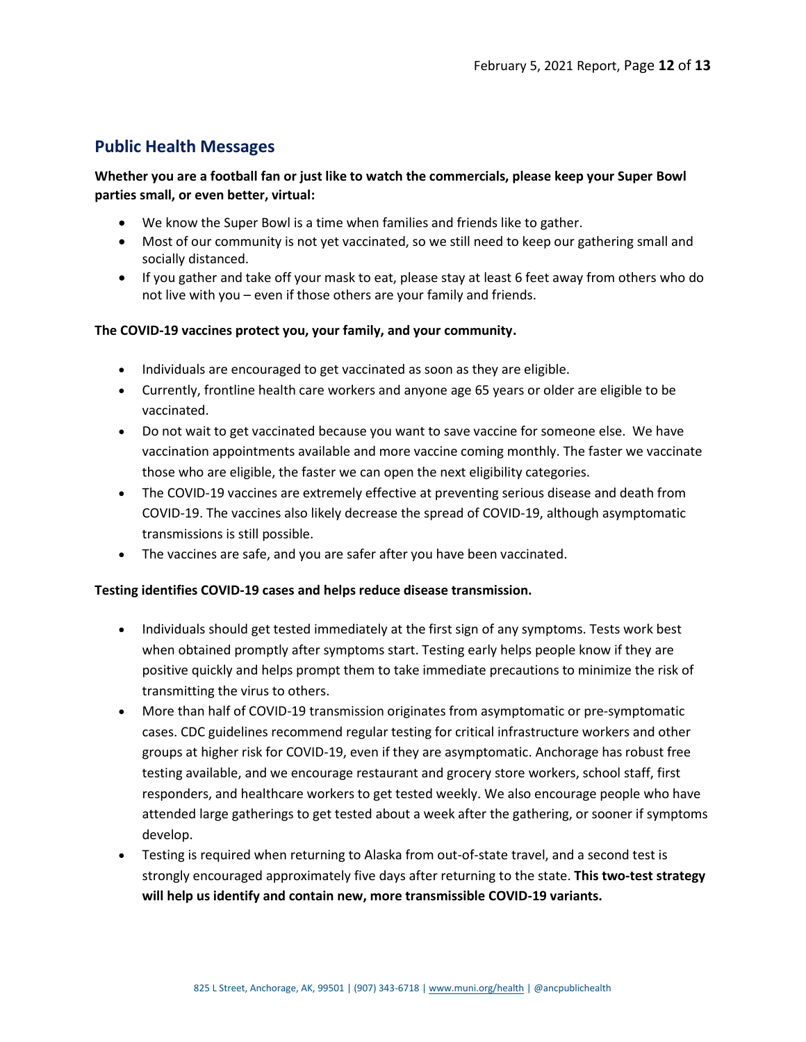## Public Health Messages

**Whether you are a football fan or just like to watch the commercials, please keep your Super Bowl parties small, or even better, virtual:**

- We know the Super Bowl is a time when families and friends like to gather.
- Most of our community is not yet vaccinated, so we still need to keep our gathering small and socially distanced.
- If you gather and take off your mask to eat, please stay at least 6 feet away from others who do not live with you – even if those others are your family and friends.

**The COVID-19 vaccines protect you, your family, and your community.**

- Individuals are encouraged to get vaccinated as soon as they are eligible.
- Currently, frontline health care workers and anyone age 65 years or older are eligible to be vaccinated.
- Do not wait to get vaccinated because you want to save vaccine for someone else. We have vaccination appointments available and more vaccine coming monthly. The faster we vaccinate those who are eligible, the faster we can open the next eligibility categories.
- The COVID-19 vaccines are extremely effective at preventing serious disease and death from COVID-19. The vaccines also likely decrease the spread of COVID-19, although asymptomatic transmissions is still possible.
- The vaccines are safe, and you are safer after you have been vaccinated.

**Testing identifies COVID-19 cases and helps reduce disease transmission.**

- Individuals should get tested immediately at the first sign of any symptoms. Tests work best when obtained promptly after symptoms start. Testing early helps people know if they are positive quickly and helps prompt them to take immediate precautions to minimize the risk of transmitting the virus to others.
- More than half of COVID-19 transmission originates from asymptomatic or pre-symptomatic cases. CDC guidelines recommend regular testing for critical infrastructure workers and other groups at higher risk for COVID-19, even if they are asymptomatic. Anchorage has robust free testing available, and we encourage restaurant and grocery store workers, school staff, first responders, and healthcare workers to get tested weekly. We also encourage people who have attended large gatherings to get tested about a week after the gathering, or sooner if symptoms develop.
- Testing is required when returning to Alaska from out-of-state travel, and a second test is strongly encouraged approximately five days after returning to the state. **This two-test strategy will help us identify and contain new, more transmissible COVID-19 variants.**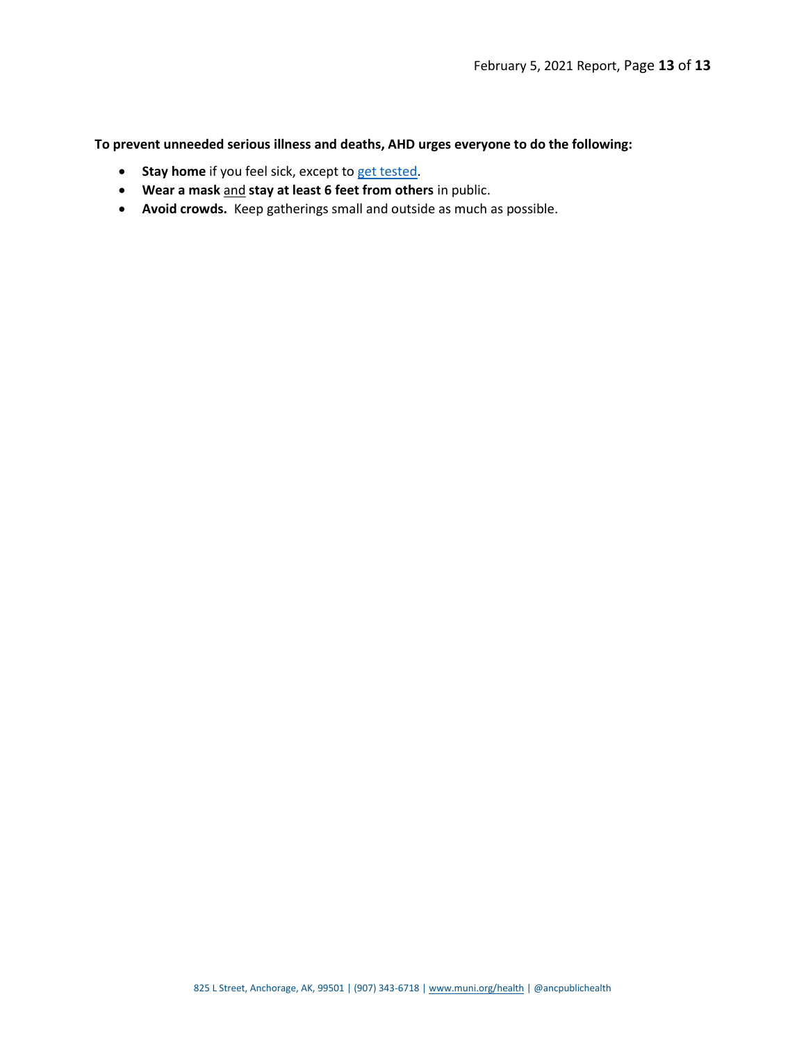**To prevent unneeded serious illness and deaths, AHD urges everyone to do the following:**

- **Stay home** if you feel sick, except to get tested.
- **Wear a mask** and **stay at least 6 feet from others** in public.
- **Avoid crowds.** Keep gatherings small and outside as much as possible.